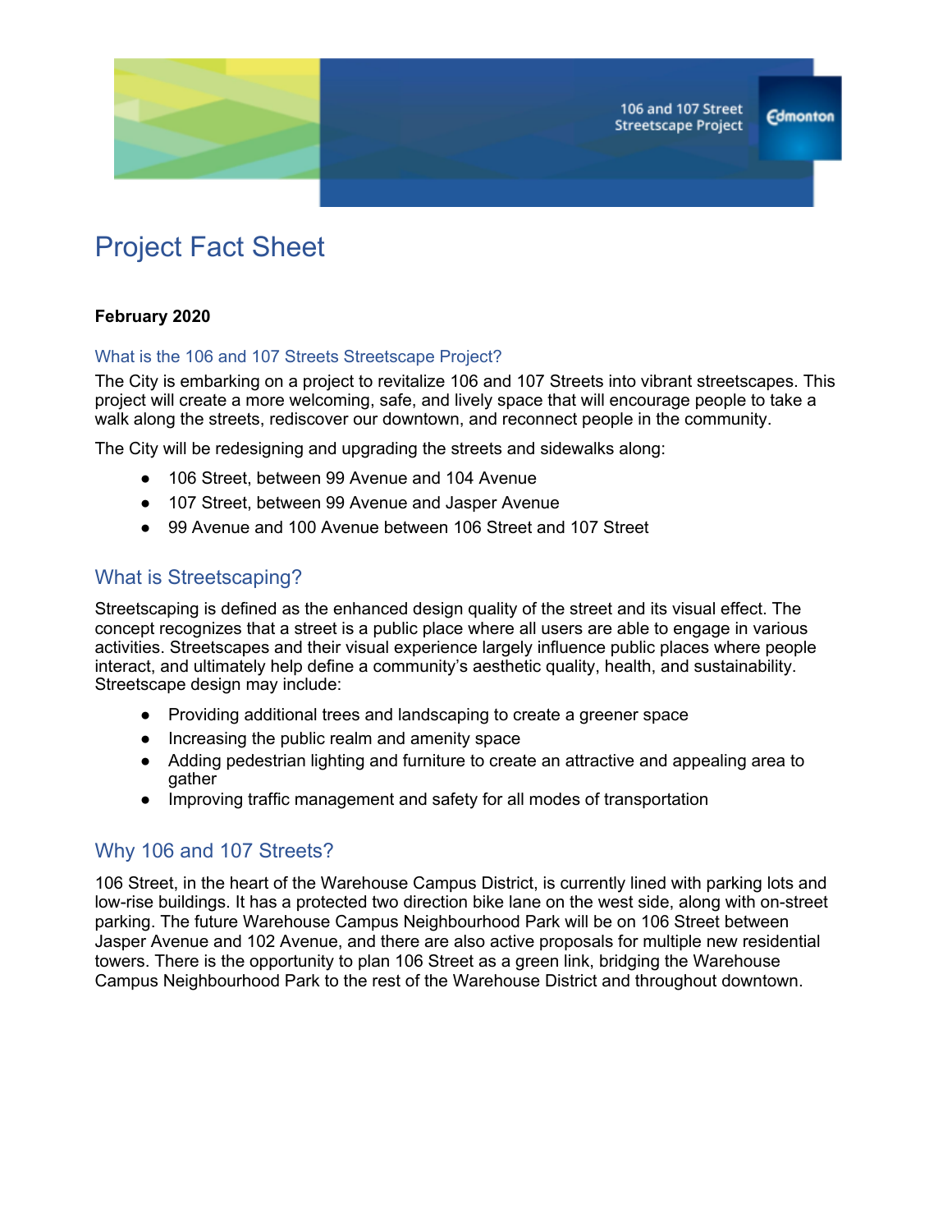# Project Fact Sheet

**February 2020**

## What is the 106 and 107 Streets Streetscape Project?

The City is embarking on a project to revitalize 106 and 107 Streets into vibrant streetscapes. This project will create a more welcoming, safe, and lively space that will encourage people to take a walk along the streets, rediscover our downtown, and reconnect people in the community.

The City will be redesigning and upgrading the streets and sidewalks along:

- 106 Street, between 99 Avenue and 104 Avenue
- 107 Street, between 99 Avenue and Jasper Avenue
- 99 Avenue and 100 Avenue between 106 Street and 107 Street

## What is Streetscaping?

Streetscaping is defined as the enhanced design quality of the street and its visual effect. The concept recognizes that a street is a public place where all users are able to engage in various activities. Streetscapes and their visual experience largely influence public places where people interact, and ultimately help define a community's aesthetic quality, health, and sustainability. Streetscape design may include:

- Providing additional trees and landscaping to create a greener space
- Increasing the public realm and amenity space
- Adding pedestrian lighting and furniture to create an attractive and appealing area to gather
- Improving traffic management and safety for all modes of transportation

## Why 106 and 107 Streets?

106 Street, in the heart of the Warehouse Campus District, is currently lined with parking lots and low-rise buildings. It has a protected two direction bike lane on the west side, along with on-street parking. The future Warehouse Campus Neighbourhood Park will be on 106 Street between Jasper Avenue and 102 Avenue, and there are also active proposals for multiple new residential towers. There is the opportunity to plan 106 Street as a green link, bridging the Warehouse Campus Neighbourhood Park to the rest of the Warehouse District and throughout downtown.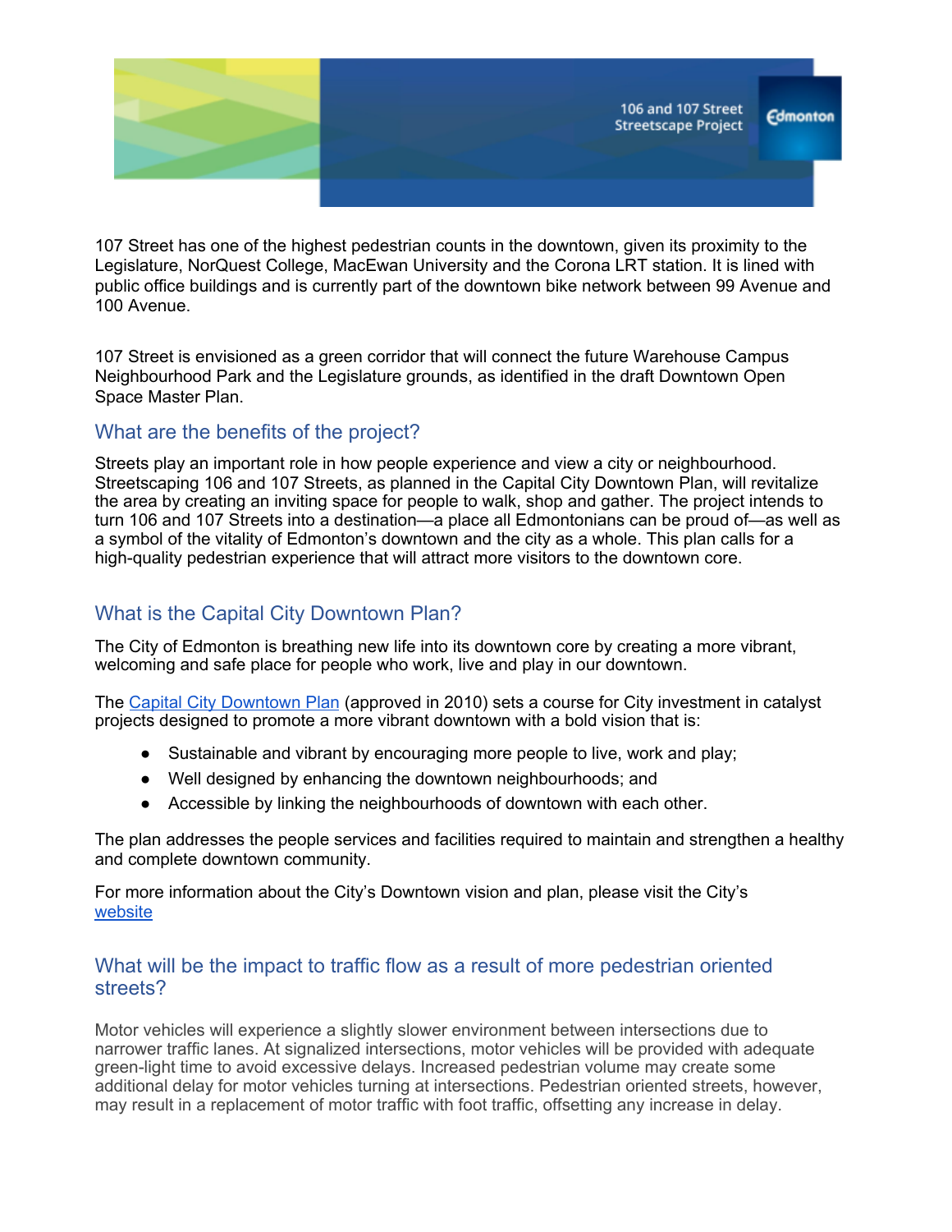107 Street has one of the highest pedestrian counts in the downtown, given its proximity to the Legislature, NorQuest College, MacEwan University and the Corona LRT station. It is lined with public office buildings and is currently part of the downtown bike network between 99 Avenue and 100 Avenue.

107 Street is envisioned as a green corridor that will connect the future Warehouse Campus Neighbourhood Park and the Legislature grounds, as identified in the draft Downtown Open Space Master Plan.

## What are the benefits of the project?

Streets play an important role in how people experience and view a city or neighbourhood. Streetscaping 106 and 107 Streets, as planned in the Capital City Downtown Plan, will revitalize the area by creating an inviting space for people to walk, shop and gather. The project intends to turn 106 and 107 Streets into a destination—a place all Edmontonians can be proud of—as well as a symbol of the vitality of Edmonton's downtown and the city as a whole. This plan calls for a high-quality pedestrian experience that will attract more visitors to the downtown core.

## What is the Capital City Downtown Plan?

The City of Edmonton is breathing new life into its downtown core by creating a more vibrant, welcoming and safe place for people who work, live and play in our downtown.

The Capital City Downtown Plan (approved in 2010) sets a course for City investment in catalyst projects designed to promote a more vibrant downtown with a bold vision that is:

- Sustainable and vibrant by encouraging more people to live, work and play;
- Well designed by enhancing the downtown neighbourhoods; and
- Accessible by linking the neighbourhoods of downtown with each other.

The plan addresses the people services and facilities required to maintain and strengthen a healthy and complete downtown community.

For more information about the City's Downtown vision and plan, please visit the City's website

## What will be the impact to traffic flow as a result of more pedestrian oriented streets?

Motor vehicles will experience a slightly slower environment between intersections due to narrower traffic lanes. At signalized intersections, motor vehicles will be provided with adequate green-light time to avoid excessive delays. Increased pedestrian volume may create some additional delay for motor vehicles turning at intersections. Pedestrian oriented streets, however, may result in a replacement of motor traffic with foot traffic, offsetting any increase in delay.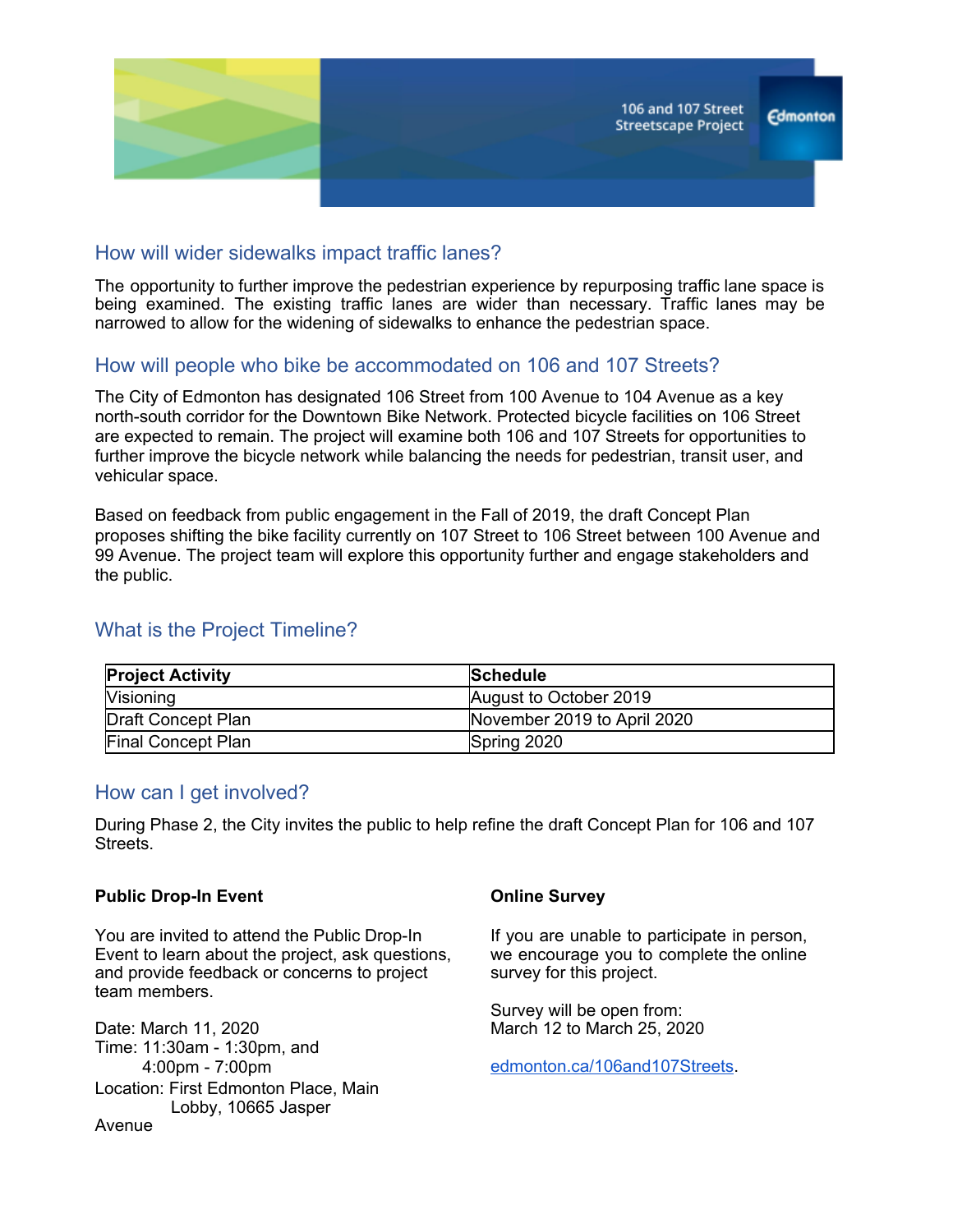## How will wider sidewalks impact traffic lanes?

The opportunity to further improve the pedestrian experience by repurposing traffic lane space is being examined. The existing traffic lanes are wider than necessary. Traffic lanes may be narrowed to allow for the widening of sidewalks to enhance the pedestrian space.

## How will people who bike be accommodated on 106 and 107 Streets?

The City of Edmonton has designated 106 Street from 100 Avenue to 104 Avenue as a key north-south corridor for the Downtown Bike Network. Protected bicycle facilities on 106 Street are expected to remain. The project will examine both 106 and 107 Streets for opportunities to further improve the bicycle network while balancing the needs for pedestrian, transit user, and vehicular space.

Based on feedback from public engagement in the Fall of 2019, the draft Concept Plan proposes shifting the bike facility currently on 107 Street to 106 Street between 100 Avenue and 99 Avenue. The project team will explore this opportunity further and engage stakeholders and the public.

## What is the Project Timeline?

| Project Activity | Schedule |
|---|---|
| Visioning | August to October 2019 |
| Draft Concept Plan | November 2019 to April 2020 |
| Final Concept Plan | Spring 2020 |

## How can I get involved?

During Phase 2, the City invites the public to help refine the draft Concept Plan for 106 and 107 Streets.

**Public Drop-In Event**

You are invited to attend the Public Drop-In Event to learn about the project, ask questions, and provide feedback or concerns to project team members.

Date: March 11, 2020
Time: 11:30am - 1:30pm, and 4:00pm - 7:00pm
Location: First Edmonton Place, Main Lobby, 10665 Jasper Avenue

**Online Survey**

If you are unable to participate in person, we encourage you to complete the online survey for this project.

Survey will be open from:
March 12 to March 25, 2020

edmonton.ca/106and107Streets.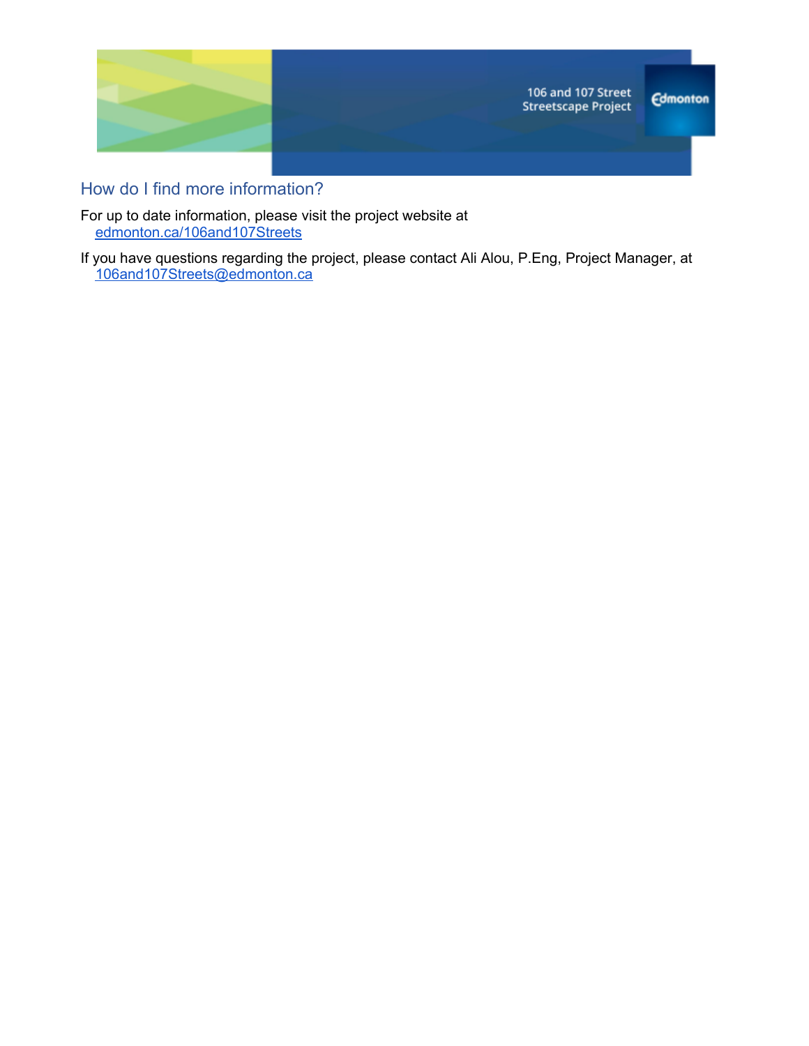## How do I find more information?

For up to date information, please visit the project website at
edmonton.ca/106and107Streets

If you have questions regarding the project, please contact Ali Alou, P.Eng, Project Manager, at
106and107Streets@edmonton.ca